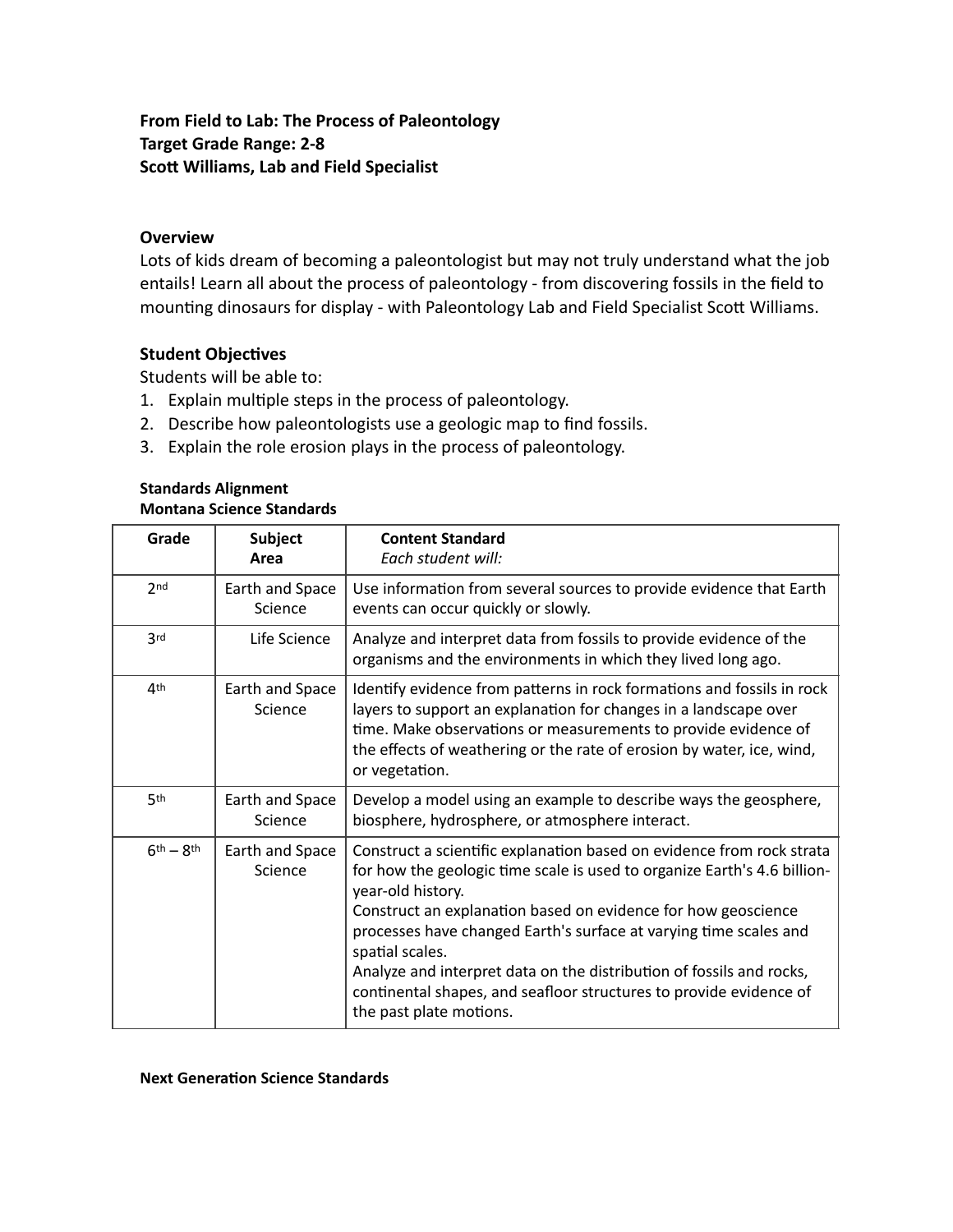**From Field to Lab: The Process of Paleontology**
**Target Grade Range: 2-8**
**Scott Williams, Lab and Field Specialist**

## Overview

Lots of kids dream of becoming a paleontologist but may not truly understand what the job entails! Learn all about the process of paleontology - from discovering fossils in the field to mounting dinosaurs for display - with Paleontology Lab and Field Specialist Scott Williams.

## Student Objectives

Students will be able to:

1. Explain multiple steps in the process of paleontology.
2. Describe how paleontologists use a geologic map to find fossils.
3. Explain the role erosion plays in the process of paleontology.

### Standards Alignment
### Montana Science Standards

| Grade | Subject Area | Content Standard<br>*Each student will:* |
|---|---|---|
| 2nd | Earth and Space Science | Use information from several sources to provide evidence that Earth events can occur quickly or slowly. |
| 3rd | Life Science | Analyze and interpret data from fossils to provide evidence of the organisms and the environments in which they lived long ago. |
| 4th | Earth and Space Science | Identify evidence from patterns in rock formations and fossils in rock layers to support an explanation for changes in a landscape over time. Make observations or measurements to provide evidence of the effects of weathering or the rate of erosion by water, ice, wind, or vegetation. |
| 5th | Earth and Space Science | Develop a model using an example to describe ways the geosphere, biosphere, hydrosphere, or atmosphere interact. |
| 6th – 8th | Earth and Space Science | Construct a scientific explanation based on evidence from rock strata for how the geologic time scale is used to organize Earth's 4.6 billion-year-old history.<br>Construct an explanation based on evidence for how geoscience processes have changed Earth's surface at varying time scales and spatial scales.<br>Analyze and interpret data on the distribution of fossils and rocks, continental shapes, and seafloor structures to provide evidence of the past plate motions. |

### Next Generation Science Standards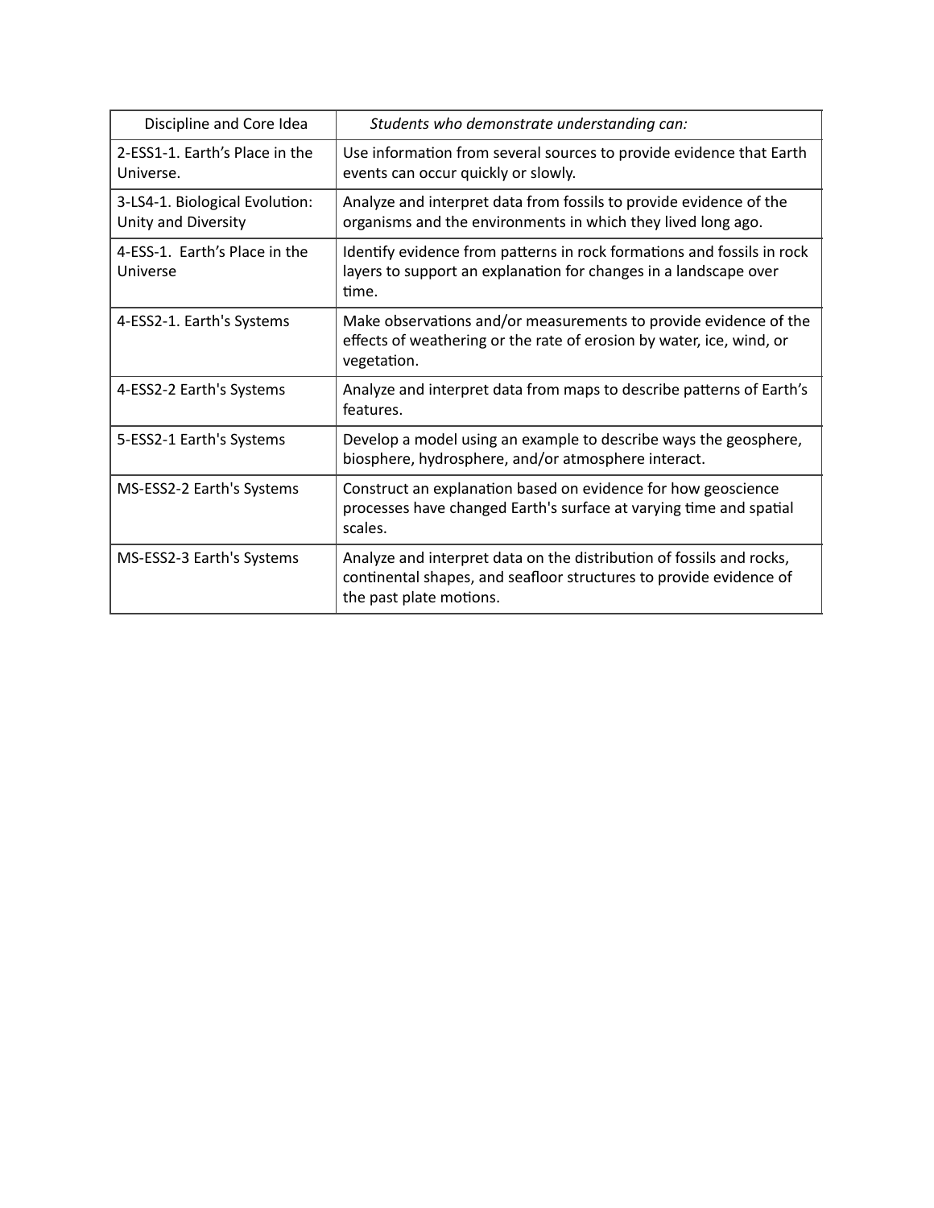| Discipline and Core Idea | *Students who demonstrate understanding can:* |
| --- | --- |
| 2-ESS1-1. Earth's Place in the Universe. | Use information from several sources to provide evidence that Earth events can occur quickly or slowly. |
| 3-LS4-1. Biological Evolution: Unity and Diversity | Analyze and interpret data from fossils to provide evidence of the organisms and the environments in which they lived long ago. |
| 4-ESS-1. Earth's Place in the Universe | Identify evidence from patterns in rock formations and fossils in rock layers to support an explanation for changes in a landscape over time. |
| 4-ESS2-1. Earth's Systems | Make observations and/or measurements to provide evidence of the effects of weathering or the rate of erosion by water, ice, wind, or vegetation. |
| 4-ESS2-2 Earth's Systems | Analyze and interpret data from maps to describe patterns of Earth's features. |
| 5-ESS2-1 Earth's Systems | Develop a model using an example to describe ways the geosphere, biosphere, hydrosphere, and/or atmosphere interact. |
| MS-ESS2-2 Earth's Systems | Construct an explanation based on evidence for how geoscience processes have changed Earth's surface at varying time and spatial scales. |
| MS-ESS2-3 Earth's Systems | Analyze and interpret data on the distribution of fossils and rocks, continental shapes, and seafloor structures to provide evidence of the past plate motions. |